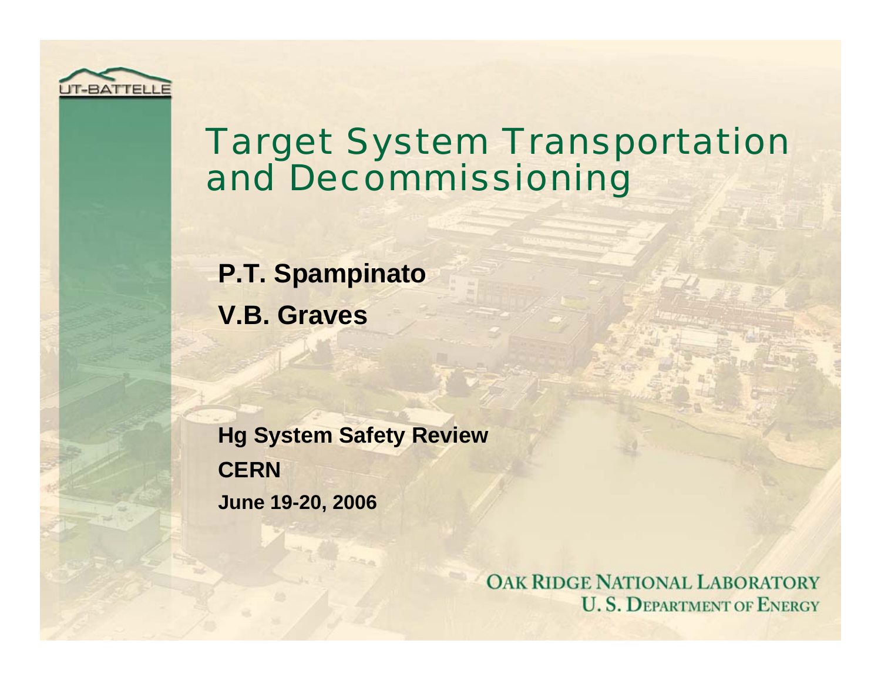# Target System Transportation and Decommissioning

**P.T. Spampinato**

**V.B. Graves**

**Hg System Safety Review**

**CERN**

**June 19-20, 2006**

UT-BATTELLE

OAK RIDGE NATIONAL LABORATORY
U. S. DEPARTMENT OF ENERGY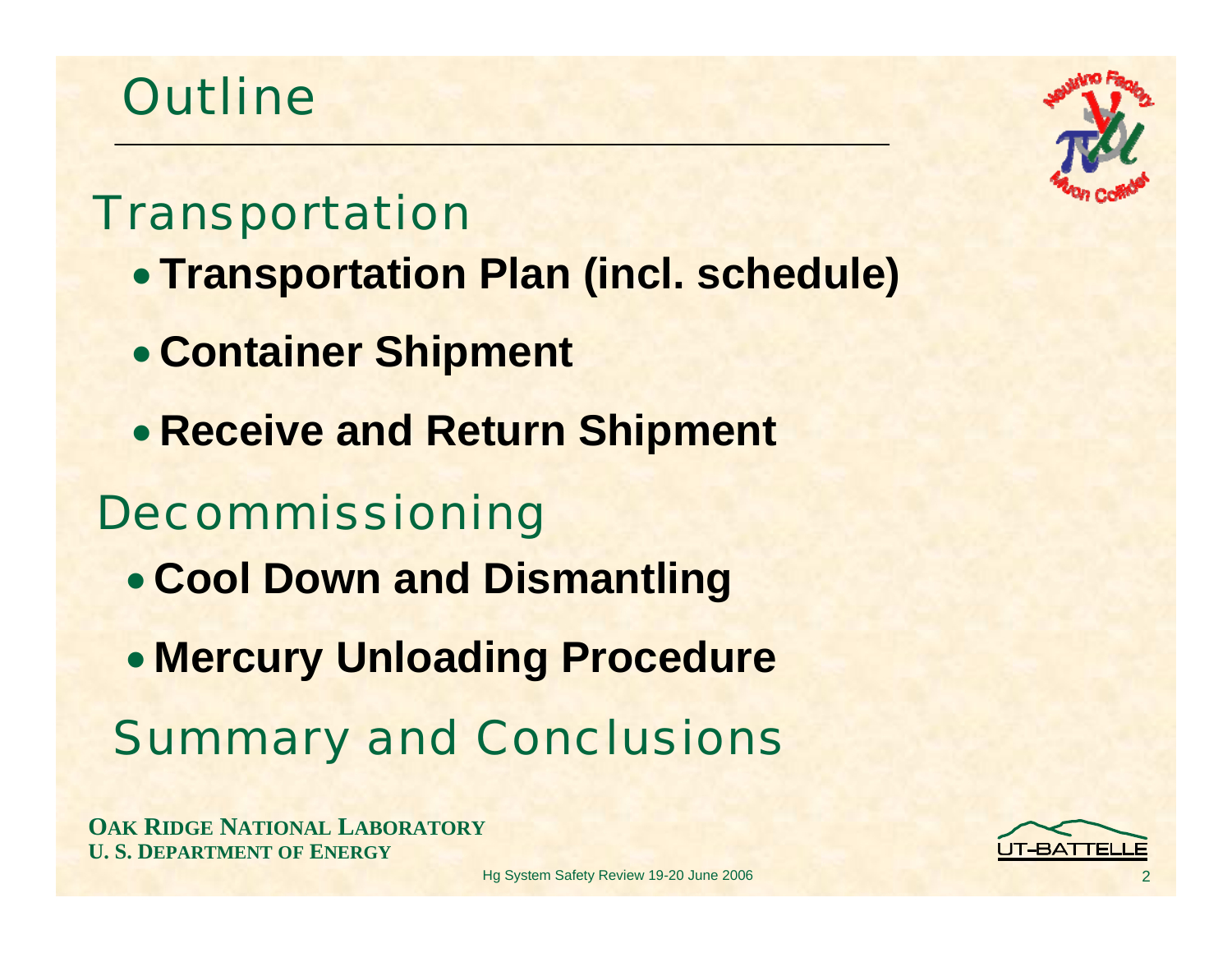# Outline

## Transportation

- **Transportation Plan (incl. schedule)**
- **Container Shipment**
- **Receive and Return Shipment**

## Decommissioning

- **Cool Down and Dismantling**
- **Mercury Unloading Procedure**

## Summary and Conclusions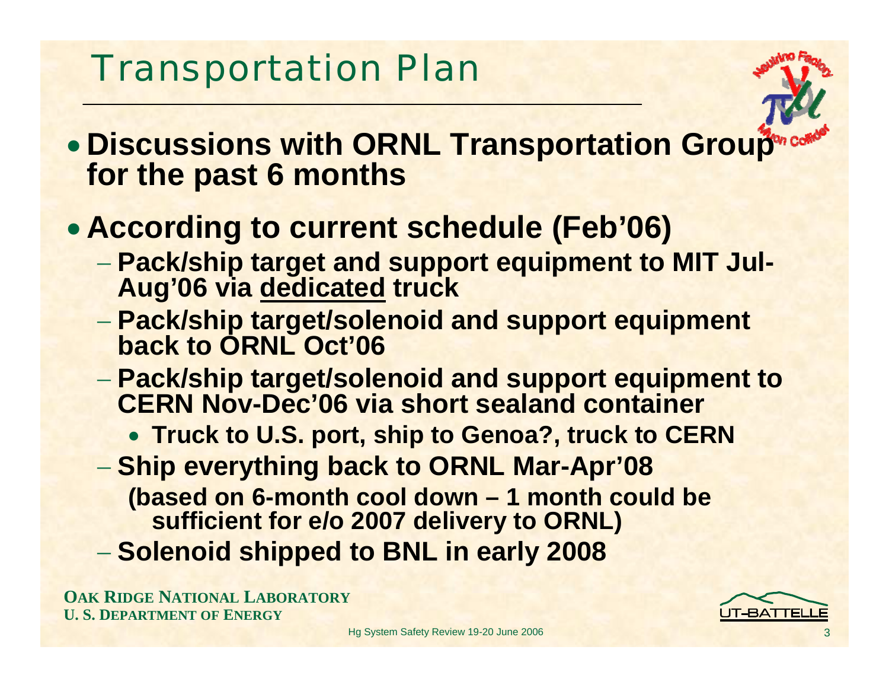# Transportation Plan

- **Discussions with ORNL Transportation Group for the past 6 months**
- **According to current schedule (Feb'06)**
  - **Pack/ship target and support equipment to MIT Jul-Aug'06 via <u>dedicated</u> truck**
  - **Pack/ship target/solenoid and support equipment back to ORNL Oct'06**
  - **Pack/ship target/solenoid and support equipment to CERN Nov-Dec'06 via short sealand container**
    - **Truck to U.S. port, ship to Genoa?, truck to CERN**
  - **Ship everything back to ORNL Mar-Apr'08**
    **(based on 6-month cool down – 1 month could be sufficient for e/o 2007 delivery to ORNL)**
  - **Solenoid shipped to BNL in early 2008**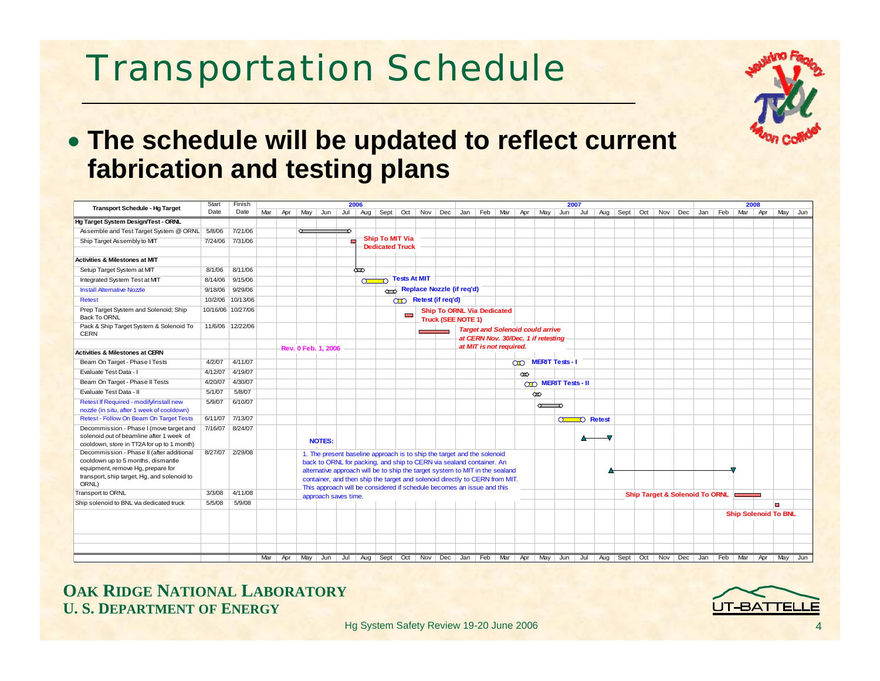# Transportation Schedule

- **The schedule will be updated to reflect current fabrication and testing plans**

| Transport Schedule - Hg Target | Start Date | Finish Date |
|---|---|---|
| **Hg Target System Design/Test - ORNL** | | |
| Assemble and Test Target System @ ORNL | 5/8/06 | 7/21/06 |
| Ship Target Assembly to MIT | 7/24/06 | 7/31/06 |
| **Activities & Milestones at MIT** | | |
| Setup Target System at MIT | 8/1/06 | 8/11/06 |
| Integrated System Test at MIT | 8/14/06 | 9/15/06 |
| Install Alternative Nozzle | 9/18/06 | 9/29/06 |
| Retest | 10/2/06 | 10/13/06 |
| Prep Target System and Solenoid; Ship Back To ORNL | 10/16/06 | 10/27/06 |
| Pack & Ship Target System & Solenoid To CERN | 11/6/06 | 12/22/06 |
| **Activities & Milestones at CERN** | | |
| Beam On Target - Phase I Tests | 4/2/07 | 4/11/07 |
| Evaluate Test Data - I | 4/12/07 | 4/19/07 |
| Beam On Target - Phase II Tests | 4/20/07 | 4/30/07 |
| Evaluate Test Data - II | 5/1/07 | 5/8/07 |
| Retest If Required - modify/install new nozzle (in situ, after 1 week of cooldown) | 5/9/07 | 6/10/07 |
| Retest - Follow On Beam On Target Tests | 6/11/07 | 7/13/07 |
| Decommission - Phase I (move target and solenoid out of beamline after 1 week of cooldown, store in TT2A for up to 1 month) | 7/16/07 | 8/24/07 |
| Decommission - Phase II (after additional cooldown up to 5 months, dismantle equipment, remove Hg, prepare for transport, ship target, Hg, and solenoid to ORNL) | 8/27/07 | 2/29/08 |
| Transport to ORNL | 3/3/08 | 4/11/08 |
| Ship solenoid to BNL via dedicated truck | 5/5/08 | 5/9/08 |

Chart labels: Ship To MIT Via Dedicated Truck; Tests At MIT; Replace Nozzle (if req'd); Retest (if req'd); Ship To ORNL Via Dedicated Truck (SEE NOTE 1); *Target and Solenoid could arrive at CERN Nov. 30/Dec. 1 if retesting at MIT is not required.*; Rev. 0 Feb. 1, 2006; MERIT Tests - I; MERIT Tests - II; Retest; Ship Target & Solenoid To ORNL; Ship Solenoid To BNL

**NOTES:**

1. The present baseline approach is to ship the target and the solenoid back to ORNL for packing, and ship to CERN via sealand container. An alternative approach will be to ship the target system to MIT in the sealand container, and then ship the target and solenoid directly to CERN from MIT. This approach will be considered if schedule becomes an issue and this approach saves time.

**OAK RIDGE NATIONAL LABORATORY**
**U. S. DEPARTMENT OF ENERGY**

Hg System Safety Review 19-20 June 2006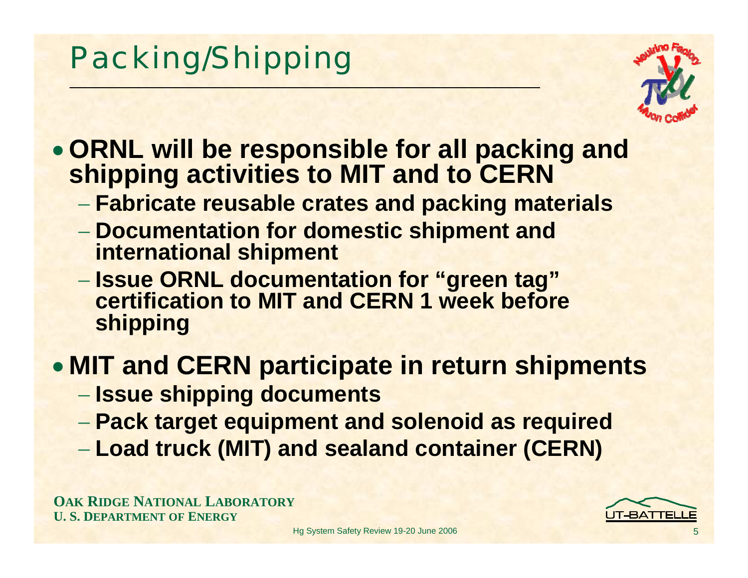# Packing/Shipping

- **ORNL will be responsible for all packing and shipping activities to MIT and to CERN**
  - **Fabricate reusable crates and packing materials**
  - **Documentation for domestic shipment and international shipment**
  - **Issue ORNL documentation for "green tag" certification to MIT and CERN 1 week before shipping**
- **MIT and CERN participate in return shipments**
  - **Issue shipping documents**
  - **Pack target equipment and solenoid as required**
  - **Load truck (MIT) and sealand container (CERN)**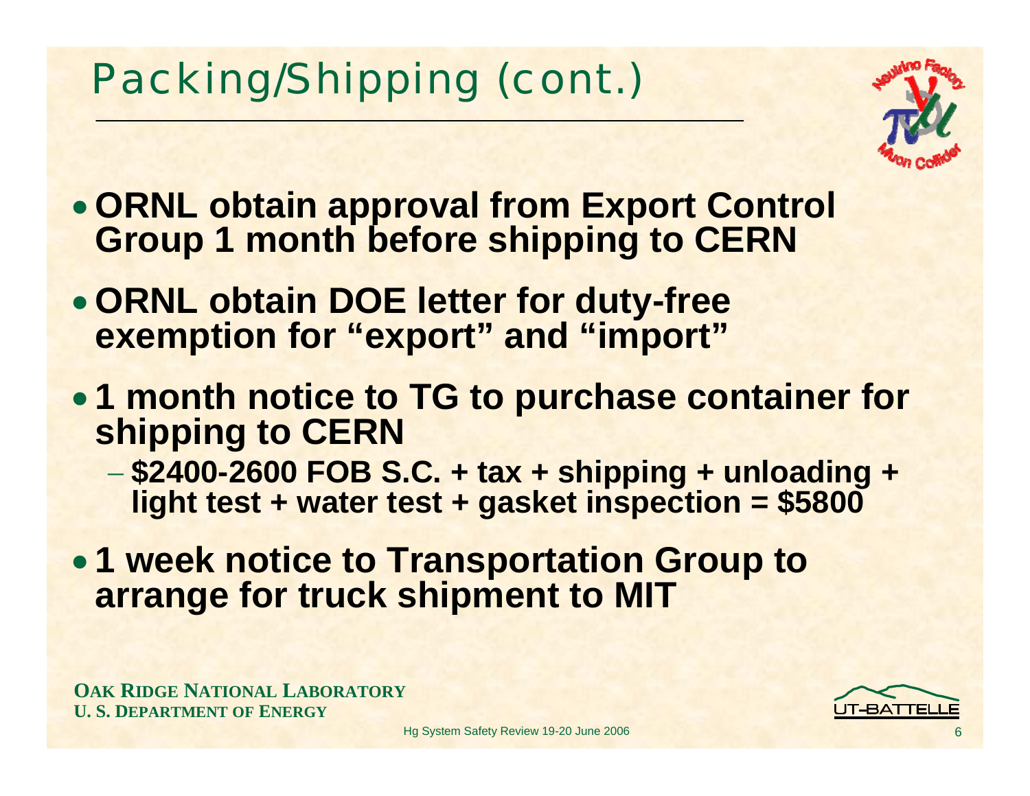# Packing/Shipping (cont.)

- **ORNL obtain approval from Export Control Group 1 month before shipping to CERN**
- **ORNL obtain DOE letter for duty-free exemption for "export" and "import"**
- **1 month notice to TG to purchase container for shipping to CERN**
  - **\$2400-2600 FOB S.C. + tax + shipping + unloading + light test + water test + gasket inspection = \$5800**
- **1 week notice to Transportation Group to arrange for truck shipment to MIT**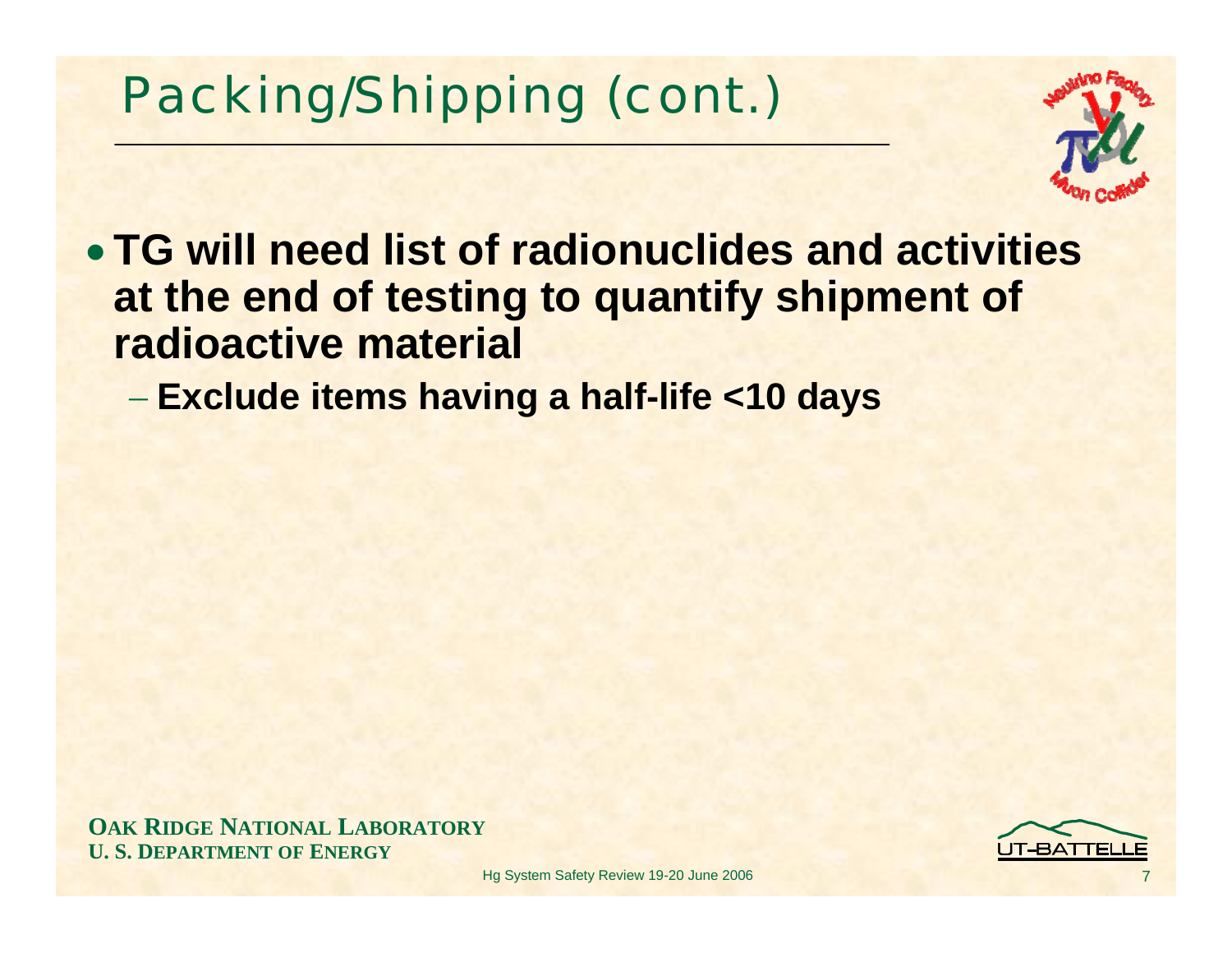# Packing/Shipping (cont.)

- **TG will need list of radionuclides and activities at the end of testing to quantify shipment of radioactive material**
  - **Exclude items having a half-life <10 days**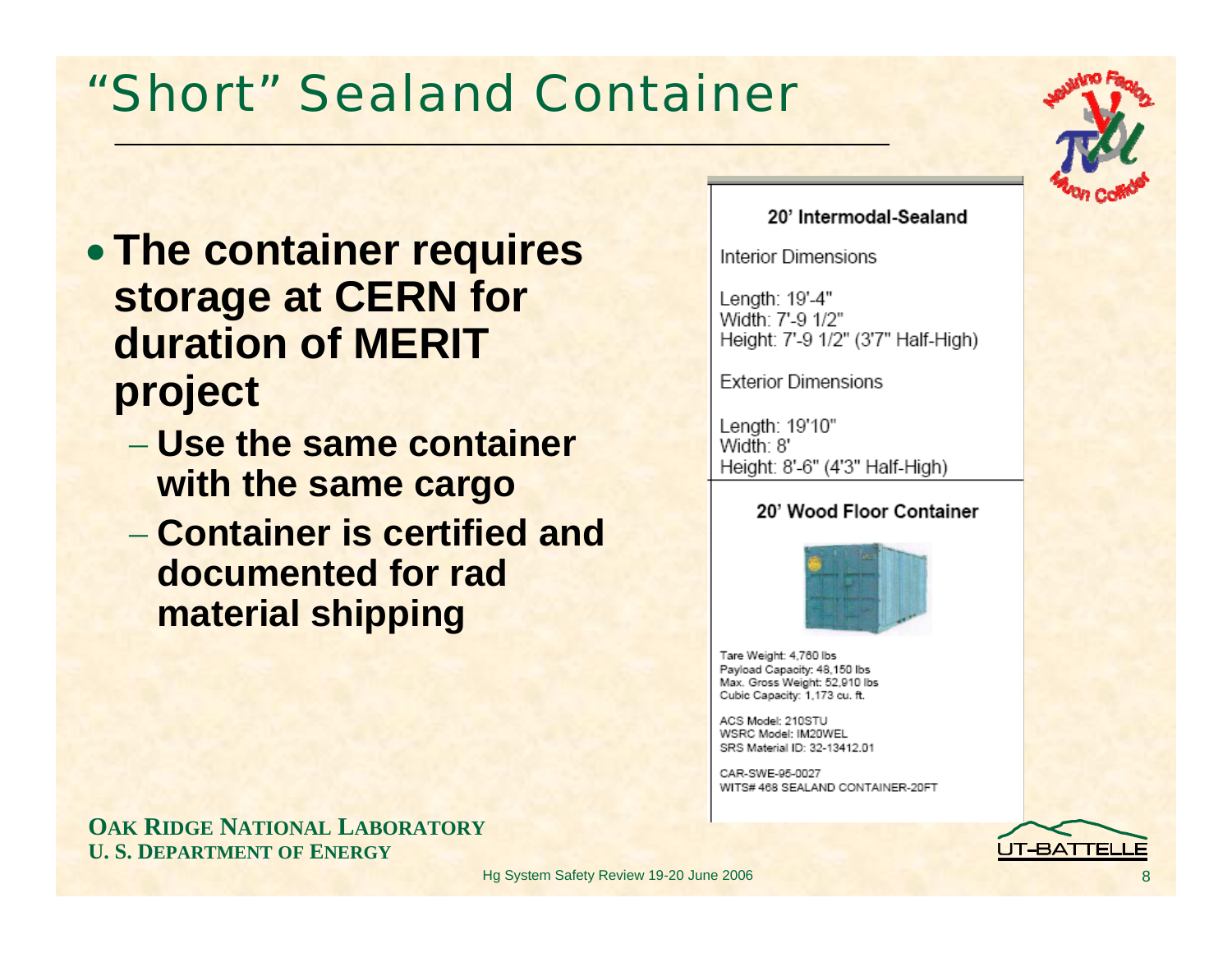# "Short" Sealand Container

- **The container requires storage at CERN for duration of MERIT project**
  - **Use the same container with the same cargo**
  - **Container is certified and documented for rad material shipping**

**20' Intermodal-Sealand**

Interior Dimensions

Length: 19'-4"
Width: 7'-9 1/2"
Height: 7'-9 1/2" (3'7" Half-High)

Exterior Dimensions

Length: 19'10"
Width: 8'
Height: 8'-6" (4'3" Half-High)

**20' Wood Floor Container**

Tare Weight: 4,760 lbs
Payload Capacity: 48,150 lbs
Max. Gross Weight: 52,910 lbs
Cubic Capacity: 1,173 cu. ft.

ACS Model: 210STU
WSRC Model: IM20WEL
SRS Material ID: 32-13412.01

CAR-SWE-96-0027
WITS# 468 SEALAND CONTAINER-20FT

**OAK RIDGE NATIONAL LABORATORY**
**U. S. DEPARTMENT OF ENERGY**

Hg System Safety Review 19-20 June 2006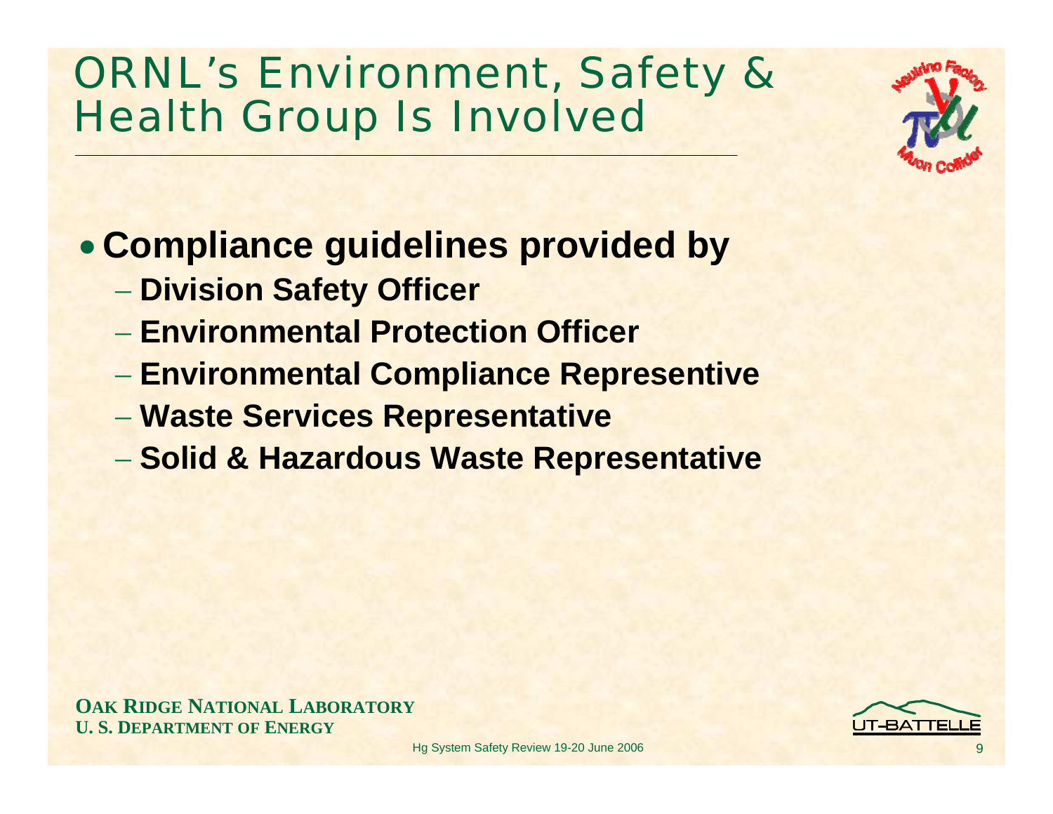# ORNL's Environment, Safety & Health Group Is Involved

- **Compliance guidelines provided by**
  - **Division Safety Officer**
  - **Environmental Protection Officer**
  - **Environmental Compliance Represenative**
  - **Waste Services Representative**
  - **Solid & Hazardous Waste Representative**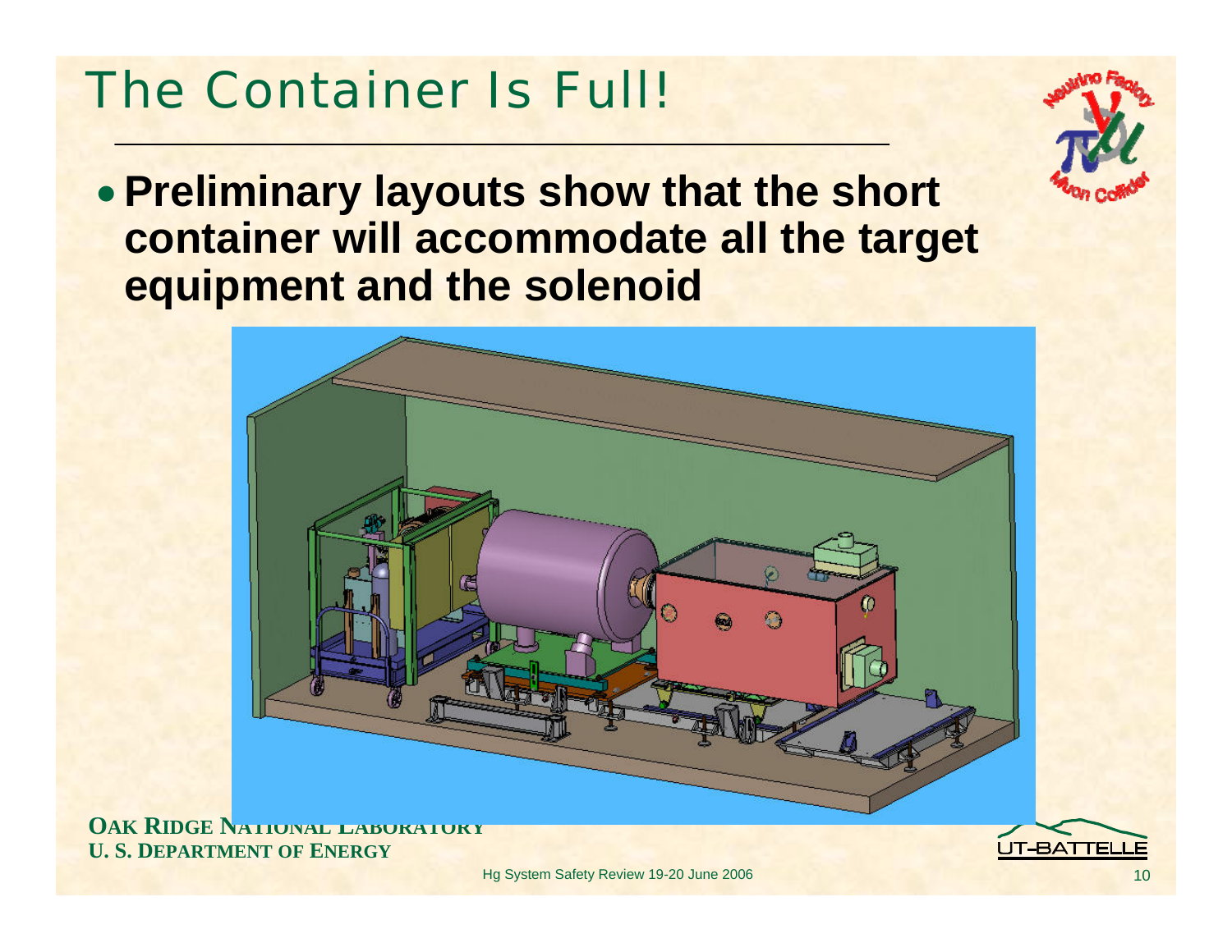# The Container Is Full!

- **Preliminary layouts show that the short container will accommodate all the target equipment and the solenoid**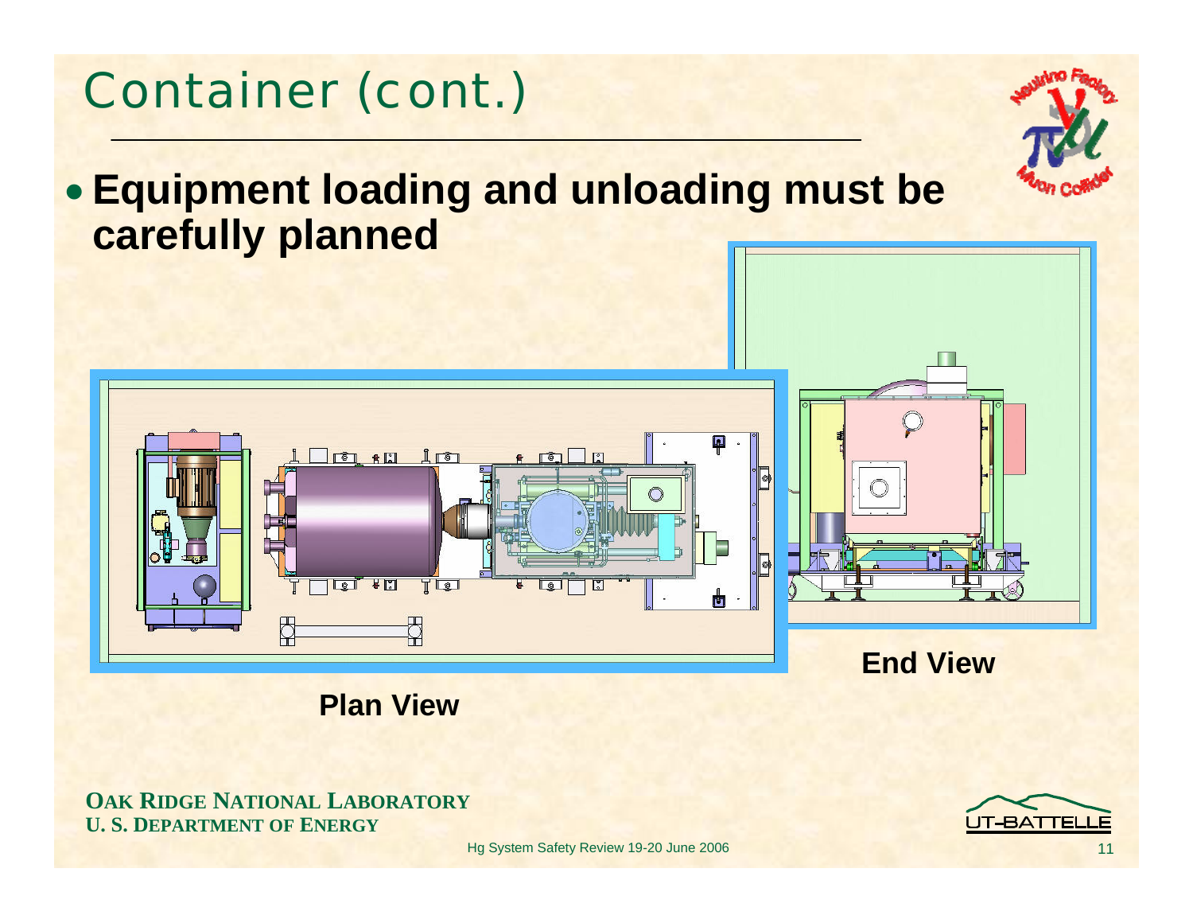# Container (cont.)

- **Equipment loading and unloading must be carefully planned**

**Plan View**

**End View**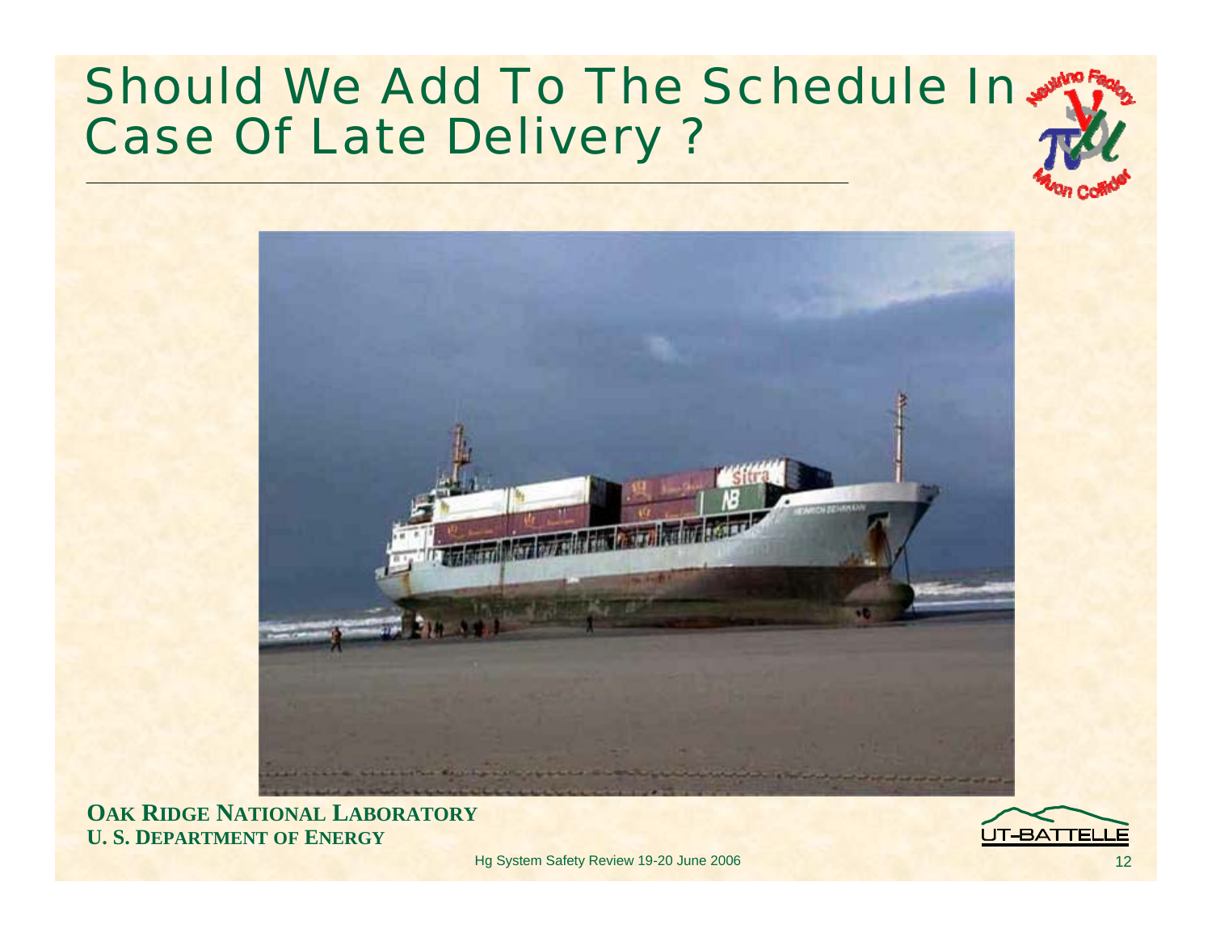# Should We Add To The Schedule In Case Of Late Delivery ?

**OAK RIDGE NATIONAL LABORATORY**
**U. S. DEPARTMENT OF ENERGY**

Hg System Safety Review 19-20 June 2006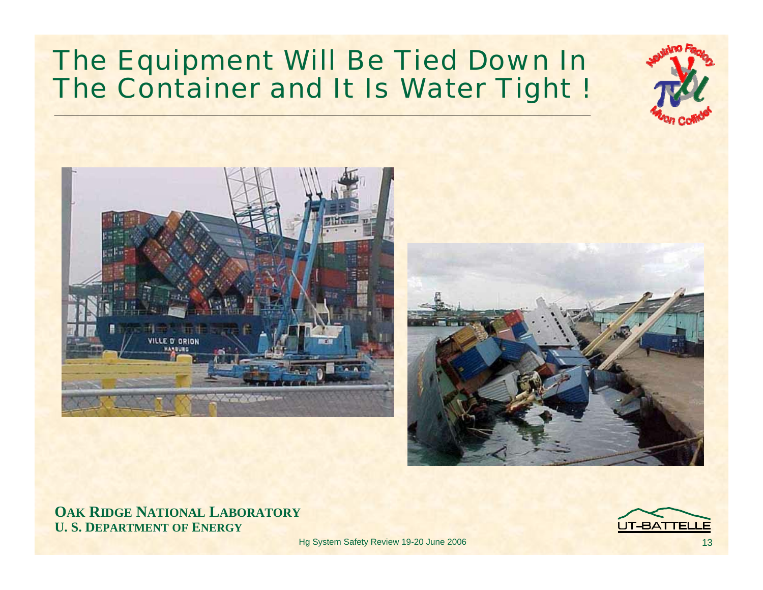# The Equipment Will Be Tied Down In The Container and It Is Water Tight !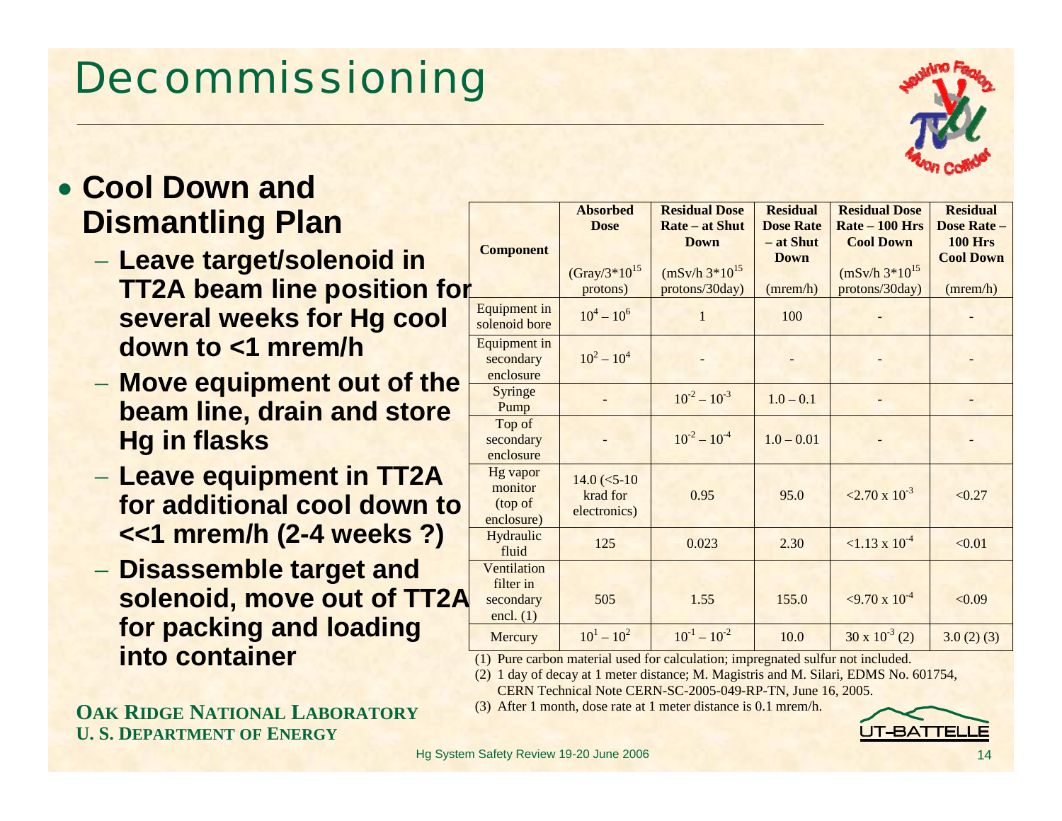# Decommissioning

- **Cool Down and Dismantling Plan**
  - **Leave target/solenoid in TT2A beam line position for several weeks for Hg cool down to <1 mrem/h**
  - **Move equipment out of the beam line, drain and store Hg in flasks**
  - **Leave equipment in TT2A for additional cool down to <<1 mrem/h (2-4 weeks ?)**
  - **Disassemble target and solenoid, move out of TT2A for packing and loading into container**

| Component | Absorbed Dose ($Gray/3*10^{15}$ protons) | Residual Dose Rate – at Shut Down ($mSv/h\ 3*10^{15}$ protons/30day) | Residual Dose Rate – at Shut Down (mrem/h) | Residual Dose Rate – 100 Hrs Cool Down ($mSv/h\ 3*10^{15}$ protons/30day) | Residual Dose Rate – 100 Hrs Cool Down (mrem/h) |
|---|---|---|---|---|---|
| Equipment in solenoid bore | $10^4 – 10^6$ | 1 | 100 | - | - |
| Equipment in secondary enclosure | $10^2 – 10^4$ | - | - | - | - |
| Syringe Pump | - | $10^{-2} – 10^{-3}$ | 1.0 – 0.1 | - | - |
| Top of secondary enclosure | - | $10^{-2} – 10^{-4}$ | 1.0 – 0.01 | - | - |
| Hg vapor monitor (top of enclosure) | 14.0 (<5-10 krad for electronics) | 0.95 | 95.0 | $<2.70 \times 10^{-3}$ | <0.27 |
| Hydraulic fluid | 125 | 0.023 | 2.30 | $<1.13 \times 10^{-4}$ | <0.01 |
| Ventilation filter in secondary encl. (1) | 505 | 1.55 | 155.0 | $<9.70 \times 10^{-4}$ | <0.09 |
| Mercury | $10^1 – 10^2$ | $10^{-1} – 10^{-2}$ | 10.0 | $30 \times 10^{-3}$ (2) | 3.0 (2) (3) |

(1) Pure carbon material used for calculation; impregnated sulfur not included.

(2) 1 day of decay at 1 meter distance; M. Magistris and M. Silari, EDMS No. 601754, CERN Technical Note CERN-SC-2005-049-RP-TN, June 16, 2005.

(3) After 1 month, dose rate at 1 meter distance is 0.1 mrem/h.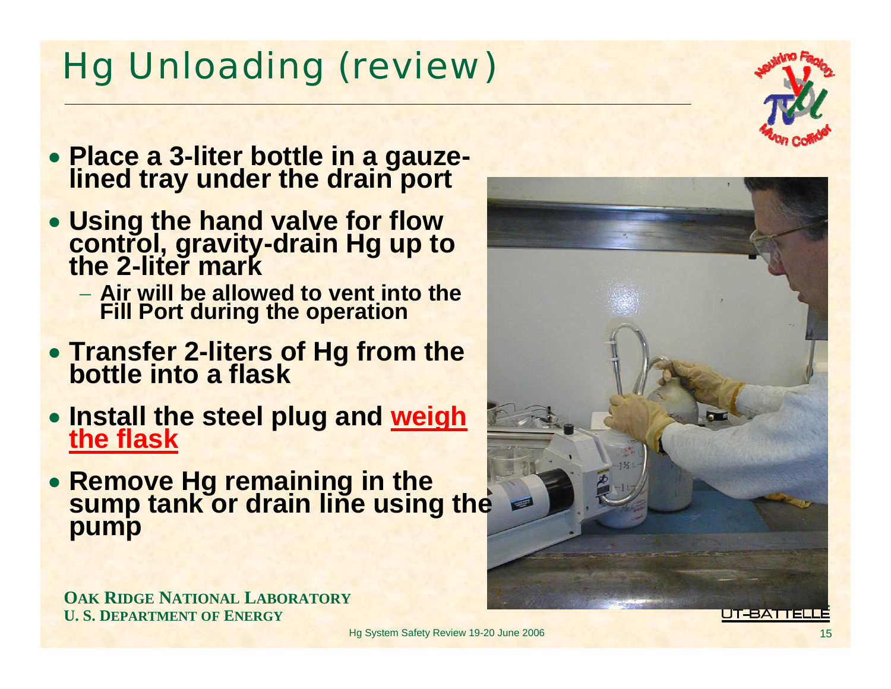# Hg Unloading (review)

- **Place a 3-liter bottle in a gauze-lined tray under the drain port**
- **Using the hand valve for flow control, gravity-drain Hg up to the 2-liter mark**
  - **Air will be allowed to vent into the Fill Port during the operation**
- **Transfer 2-liters of Hg from the bottle into a flask**
- **Install the steel plug and weigh the flask**
- **Remove Hg remaining in the sump tank or drain line using the pump**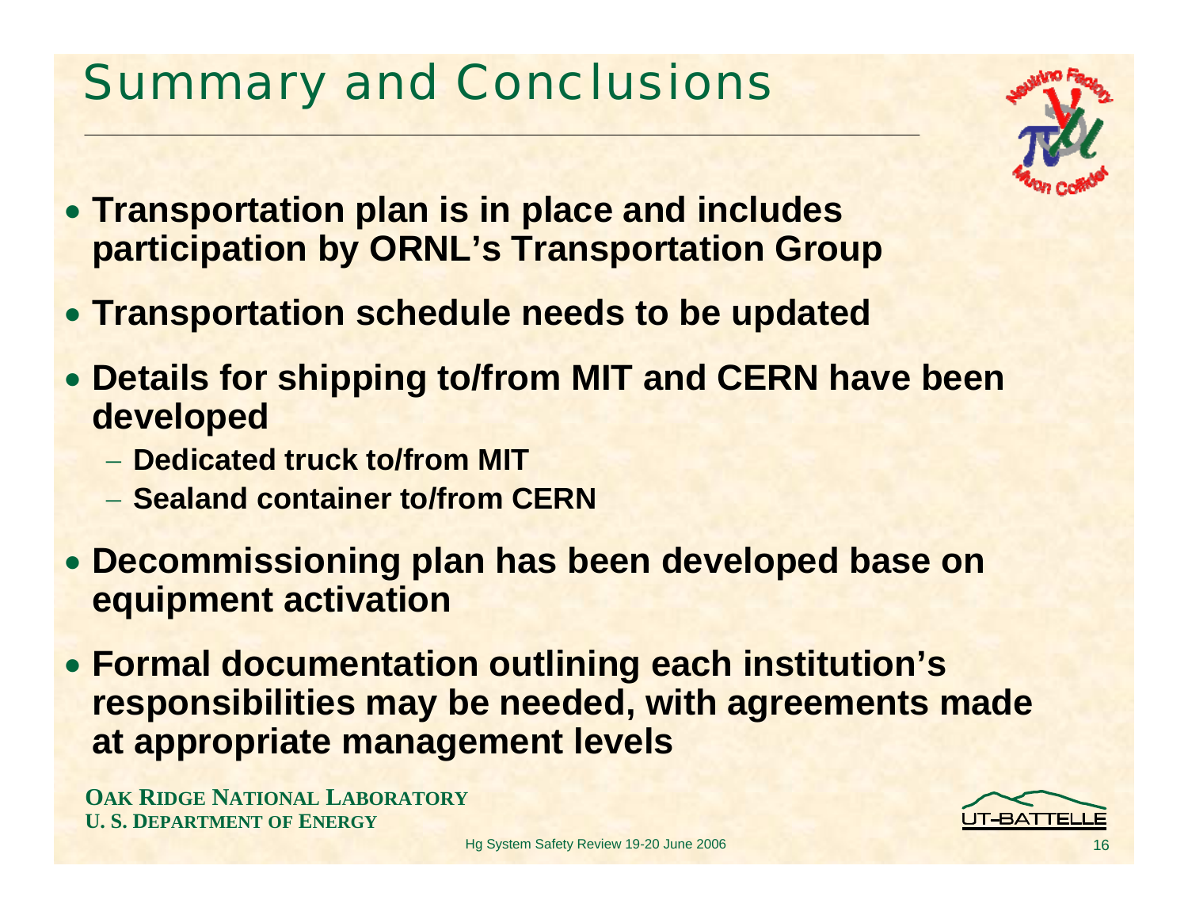# Summary and Conclusions

- **Transportation plan is in place and includes participation by ORNL's Transportation Group**
- **Transportation schedule needs to be updated**
- **Details for shipping to/from MIT and CERN have been developed**
  - **Dedicated truck to/from MIT**
  - **Sealand container to/from CERN**
- **Decommissioning plan has been developed base on equipment activation**
- **Formal documentation outlining each institution's responsibilities may be needed, with agreements made at appropriate management levels**